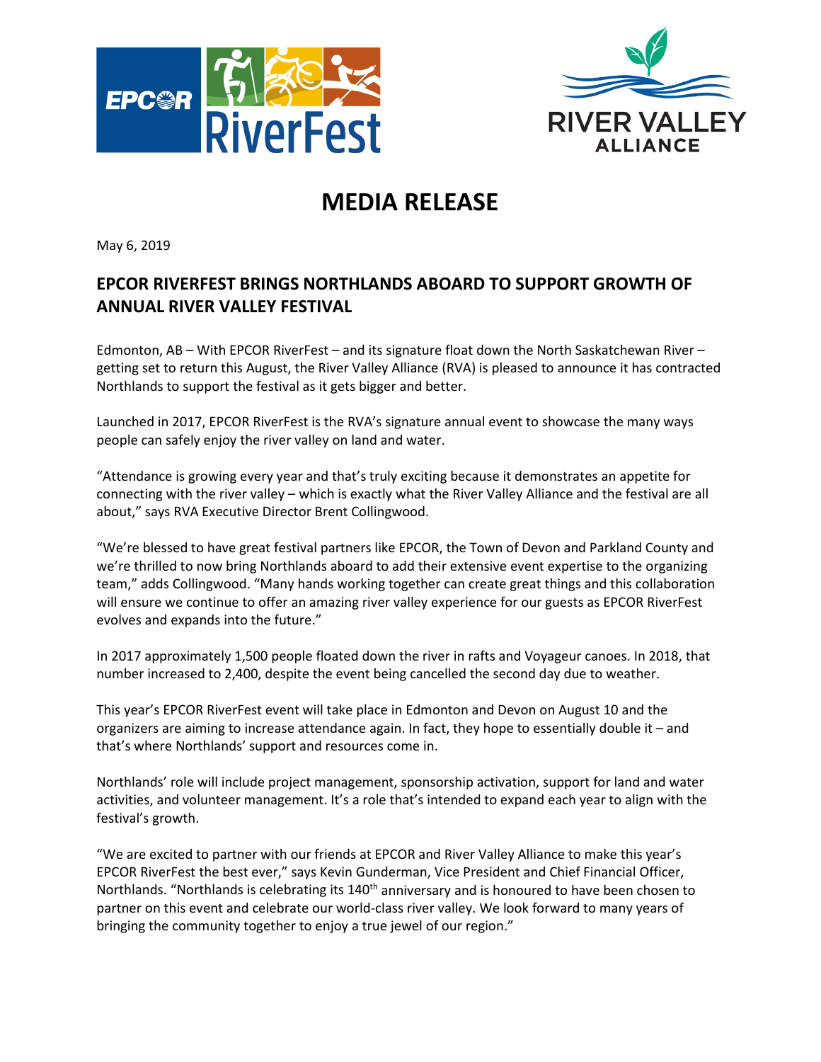# MEDIA RELEASE

May 6, 2019

## EPCOR RIVERFEST BRINGS NORTHLANDS ABOARD TO SUPPORT GROWTH OF ANNUAL RIVER VALLEY FESTIVAL

Edmonton, AB – With EPCOR RiverFest – and its signature float down the North Saskatchewan River – getting set to return this August, the River Valley Alliance (RVA) is pleased to announce it has contracted Northlands to support the festival as it gets bigger and better.

Launched in 2017, EPCOR RiverFest is the RVA's signature annual event to showcase the many ways people can safely enjoy the river valley on land and water.

"Attendance is growing every year and that's truly exciting because it demonstrates an appetite for connecting with the river valley – which is exactly what the River Valley Alliance and the festival are all about," says RVA Executive Director Brent Collingwood.

"We're blessed to have great festival partners like EPCOR, the Town of Devon and Parkland County and we're thrilled to now bring Northlands aboard to add their extensive event expertise to the organizing team," adds Collingwood. "Many hands working together can create great things and this collaboration will ensure we continue to offer an amazing river valley experience for our guests as EPCOR RiverFest evolves and expands into the future."

In 2017 approximately 1,500 people floated down the river in rafts and Voyageur canoes. In 2018, that number increased to 2,400, despite the event being cancelled the second day due to weather.

This year's EPCOR RiverFest event will take place in Edmonton and Devon on August 10 and the organizers are aiming to increase attendance again. In fact, they hope to essentially double it – and that's where Northlands' support and resources come in.

Northlands' role will include project management, sponsorship activation, support for land and water activities, and volunteer management. It's a role that's intended to expand each year to align with the festival's growth.

"We are excited to partner with our friends at EPCOR and River Valley Alliance to make this year's EPCOR RiverFest the best ever," says Kevin Gunderman, Vice President and Chief Financial Officer, Northlands. "Northlands is celebrating its 140th anniversary and is honoured to have been chosen to partner on this event and celebrate our world-class river valley. We look forward to many years of bringing the community together to enjoy a true jewel of our region."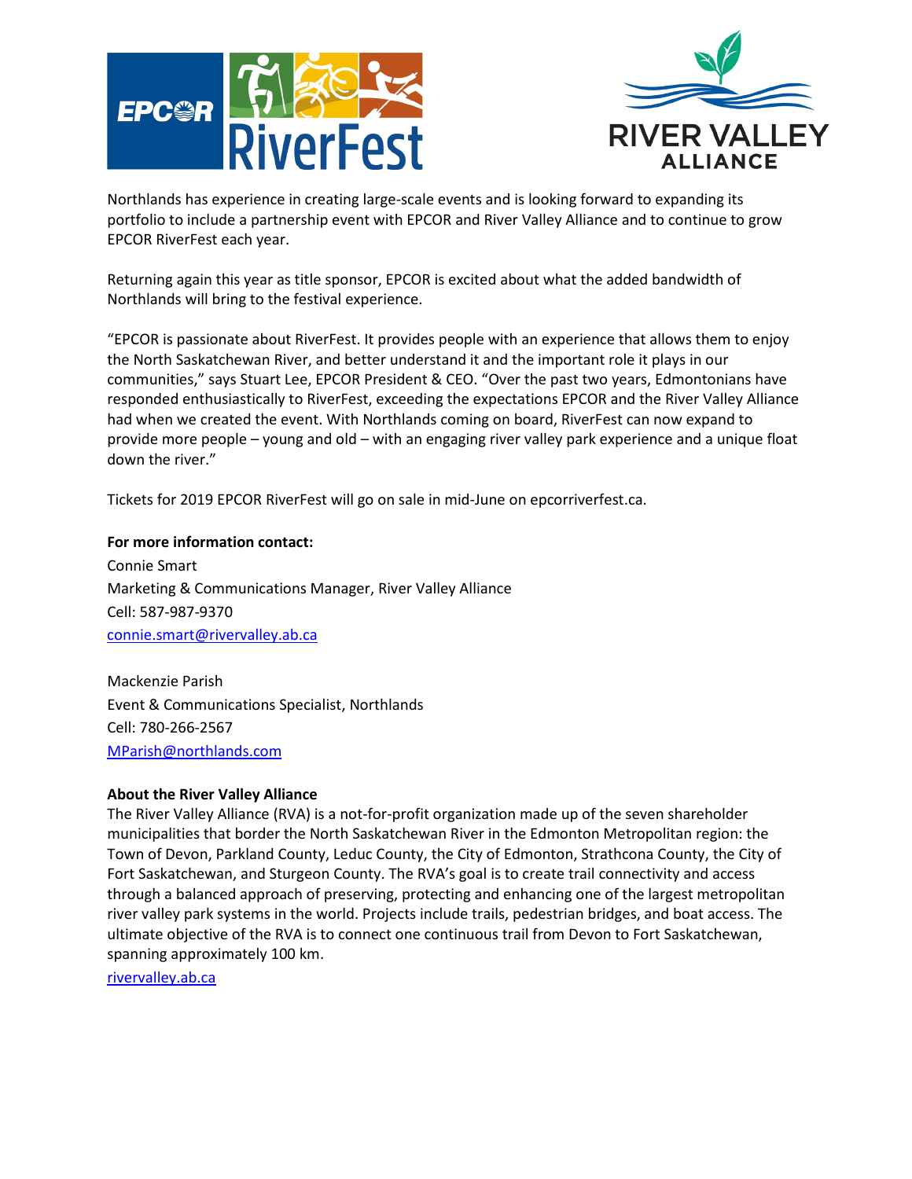Northlands has experience in creating large-scale events and is looking forward to expanding its portfolio to include a partnership event with EPCOR and River Valley Alliance and to continue to grow EPCOR RiverFest each year.

Returning again this year as title sponsor, EPCOR is excited about what the added bandwidth of Northlands will bring to the festival experience.

"EPCOR is passionate about RiverFest. It provides people with an experience that allows them to enjoy the North Saskatchewan River, and better understand it and the important role it plays in our communities," says Stuart Lee, EPCOR President & CEO. "Over the past two years, Edmontonians have responded enthusiastically to RiverFest, exceeding the expectations EPCOR and the River Valley Alliance had when we created the event. With Northlands coming on board, RiverFest can now expand to provide more people – young and old – with an engaging river valley park experience and a unique float down the river."

Tickets for 2019 EPCOR RiverFest will go on sale in mid-June on epcorriverfest.ca.

**For more information contact:**

Connie Smart
Marketing & Communications Manager, River Valley Alliance
Cell: 587-987-9370
connie.smart@rivervalley.ab.ca

Mackenzie Parish
Event & Communications Specialist, Northlands
Cell: 780-266-2567
MParish@northlands.com

**About the River Valley Alliance**

The River Valley Alliance (RVA) is a not-for-profit organization made up of the seven shareholder municipalities that border the North Saskatchewan River in the Edmonton Metropolitan region: the Town of Devon, Parkland County, Leduc County, the City of Edmonton, Strathcona County, the City of Fort Saskatchewan, and Sturgeon County. The RVA's goal is to create trail connectivity and access through a balanced approach of preserving, protecting and enhancing one of the largest metropolitan river valley park systems in the world. Projects include trails, pedestrian bridges, and boat access. The ultimate objective of the RVA is to connect one continuous trail from Devon to Fort Saskatchewan, spanning approximately 100 km.

rivervalley.ab.ca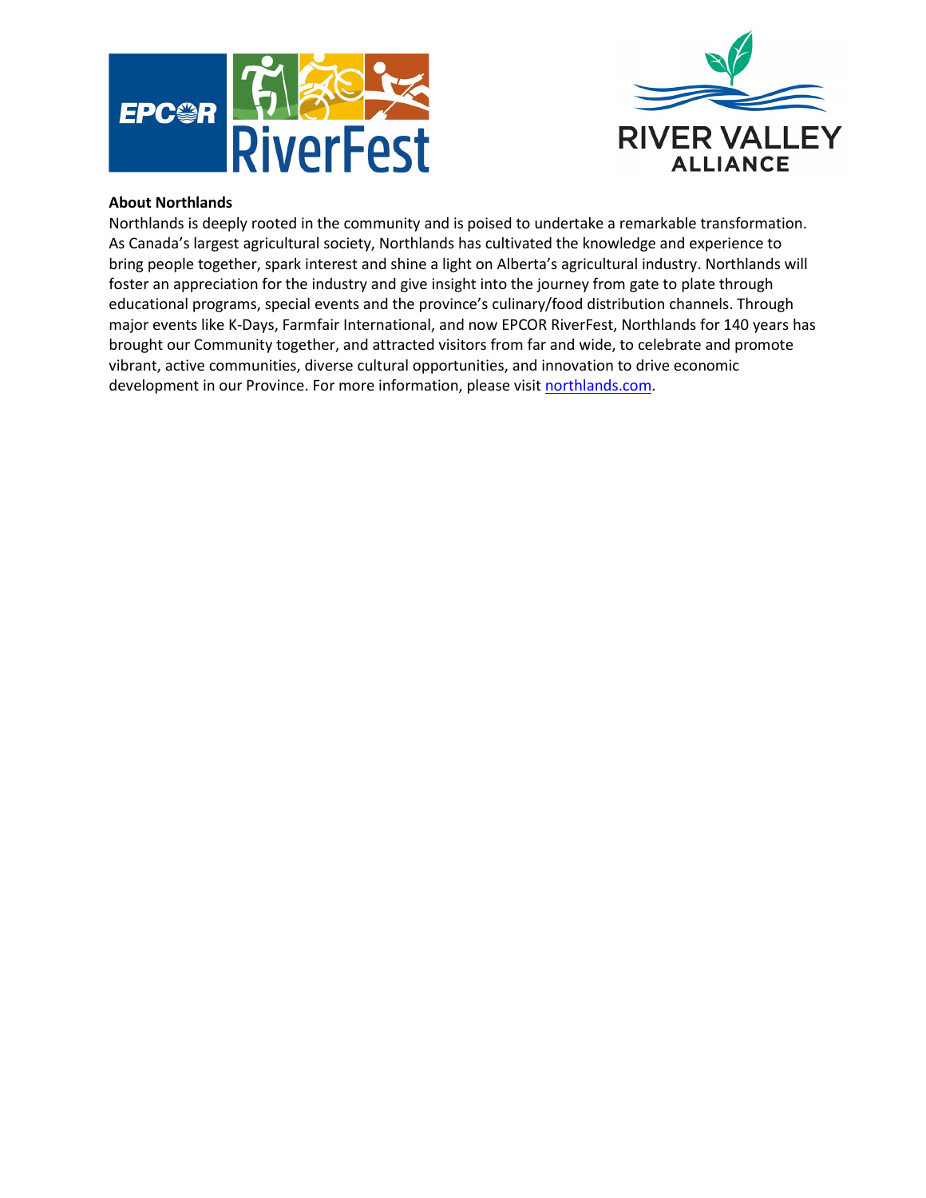**About Northlands**

Northlands is deeply rooted in the community and is poised to undertake a remarkable transformation. As Canada's largest agricultural society, Northlands has cultivated the knowledge and experience to bring people together, spark interest and shine a light on Alberta's agricultural industry. Northlands will foster an appreciation for the industry and give insight into the journey from gate to plate through educational programs, special events and the province's culinary/food distribution channels. Through major events like K-Days, Farmfair International, and now EPCOR RiverFest, Northlands for 140 years has brought our Community together, and attracted visitors from far and wide, to celebrate and promote vibrant, active communities, diverse cultural opportunities, and innovation to drive economic development in our Province. For more information, please visit [northlands.com](http://northlands.com).